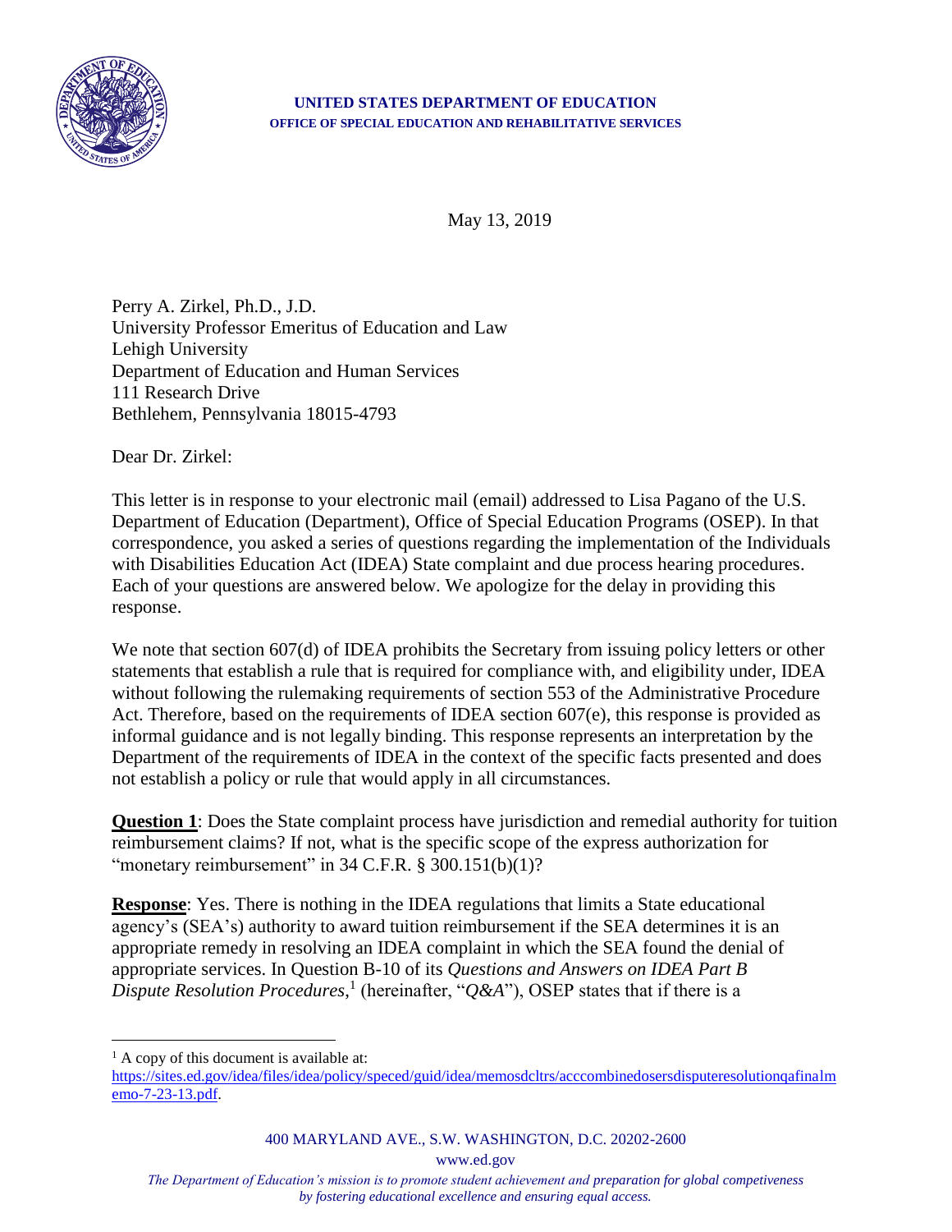**UNITED STATES DEPARTMENT OF EDUCATION**
**OFFICE OF SPECIAL EDUCATION AND REHABILITATIVE SERVICES**

May 13, 2019

Perry A. Zirkel, Ph.D., J.D.
University Professor Emeritus of Education and Law
Lehigh University
Department of Education and Human Services
111 Research Drive
Bethlehem, Pennsylvania 18015-4793

Dear Dr. Zirkel:

This letter is in response to your electronic mail (email) addressed to Lisa Pagano of the U.S. Department of Education (Department), Office of Special Education Programs (OSEP). In that correspondence, you asked a series of questions regarding the implementation of the Individuals with Disabilities Education Act (IDEA) State complaint and due process hearing procedures. Each of your questions are answered below. We apologize for the delay in providing this response.

We note that section 607(d) of IDEA prohibits the Secretary from issuing policy letters or other statements that establish a rule that is required for compliance with, and eligibility under, IDEA without following the rulemaking requirements of section 553 of the Administrative Procedure Act. Therefore, based on the requirements of IDEA section 607(e), this response is provided as informal guidance and is not legally binding. This response represents an interpretation by the Department of the requirements of IDEA in the context of the specific facts presented and does not establish a policy or rule that would apply in all circumstances.

**Question 1**: Does the State complaint process have jurisdiction and remedial authority for tuition reimbursement claims? If not, what is the specific scope of the express authorization for "monetary reimbursement" in 34 C.F.R. § 300.151(b)(1)?

**Response**: Yes. There is nothing in the IDEA regulations that limits a State educational agency's (SEA's) authority to award tuition reimbursement if the SEA determines it is an appropriate remedy in resolving an IDEA complaint in which the SEA found the denial of appropriate services. In Question B-10 of its *Questions and Answers on IDEA Part B Dispute Resolution Procedures*,[1] (hereinafter, "*Q&A*"), OSEP states that if there is a

[1] A copy of this document is available at: https://sites.ed.gov/idea/files/idea/policy/speced/guid/idea/memosdcltrs/acccombinedosersdisputeresolutionqafinalmemo-7-23-13.pdf.

400 MARYLAND AVE., S.W. WASHINGTON, D.C. 20202-2600
www.ed.gov

*The Department of Education's mission is to promote student achievement and preparation for global competiveness by fostering educational excellence and ensuring equal access.*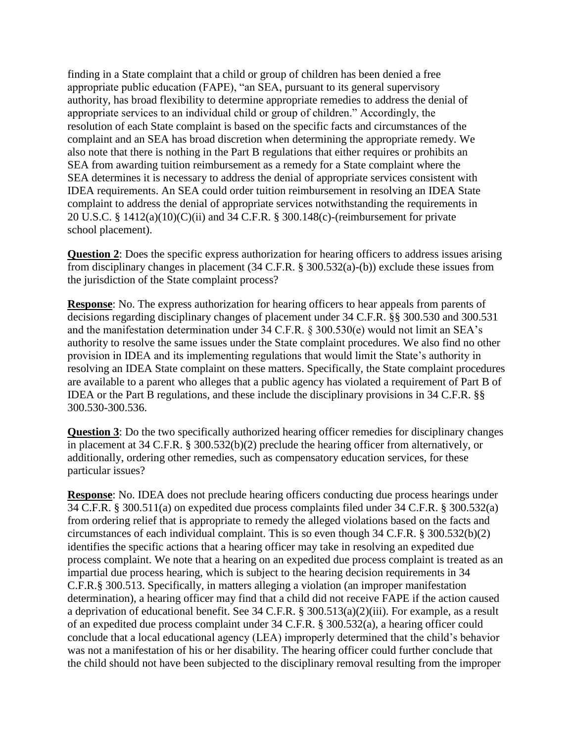finding in a State complaint that a child or group of children has been denied a free appropriate public education (FAPE), "an SEA, pursuant to its general supervisory authority, has broad flexibility to determine appropriate remedies to address the denial of appropriate services to an individual child or group of children." Accordingly, the resolution of each State complaint is based on the specific facts and circumstances of the complaint and an SEA has broad discretion when determining the appropriate remedy. We also note that there is nothing in the Part B regulations that either requires or prohibits an SEA from awarding tuition reimbursement as a remedy for a State complaint where the SEA determines it is necessary to address the denial of appropriate services consistent with IDEA requirements. An SEA could order tuition reimbursement in resolving an IDEA State complaint to address the denial of appropriate services notwithstanding the requirements in 20 U.S.C. § 1412(a)(10)(C)(ii) and 34 C.F.R. § 300.148(c)-(reimbursement for private school placement).

**Question 2**: Does the specific express authorization for hearing officers to address issues arising from disciplinary changes in placement (34 C.F.R. § 300.532(a)-(b)) exclude these issues from the jurisdiction of the State complaint process?

**Response**: No. The express authorization for hearing officers to hear appeals from parents of decisions regarding disciplinary changes of placement under 34 C.F.R. §§ 300.530 and 300.531 and the manifestation determination under 34 C.F.R. § 300.530(e) would not limit an SEA's authority to resolve the same issues under the State complaint procedures. We also find no other provision in IDEA and its implementing regulations that would limit the State's authority in resolving an IDEA State complaint on these matters. Specifically, the State complaint procedures are available to a parent who alleges that a public agency has violated a requirement of Part B of IDEA or the Part B regulations, and these include the disciplinary provisions in 34 C.F.R. §§ 300.530-300.536.

**Question 3**: Do the two specifically authorized hearing officer remedies for disciplinary changes in placement at 34 C.F.R. § 300.532(b)(2) preclude the hearing officer from alternatively, or additionally, ordering other remedies, such as compensatory education services, for these particular issues?

**Response**: No. IDEA does not preclude hearing officers conducting due process hearings under 34 C.F.R. § 300.511(a) on expedited due process complaints filed under 34 C.F.R. § 300.532(a) from ordering relief that is appropriate to remedy the alleged violations based on the facts and circumstances of each individual complaint. This is so even though 34 C.F.R. § 300.532(b)(2) identifies the specific actions that a hearing officer may take in resolving an expedited due process complaint. We note that a hearing on an expedited due process complaint is treated as an impartial due process hearing, which is subject to the hearing decision requirements in 34 C.F.R.§ 300.513. Specifically, in matters alleging a violation (an improper manifestation determination), a hearing officer may find that a child did not receive FAPE if the action caused a deprivation of educational benefit. See 34 C.F.R. § 300.513(a)(2)(iii). For example, as a result of an expedited due process complaint under 34 C.F.R. § 300.532(a), a hearing officer could conclude that a local educational agency (LEA) improperly determined that the child's behavior was not a manifestation of his or her disability. The hearing officer could further conclude that the child should not have been subjected to the disciplinary removal resulting from the improper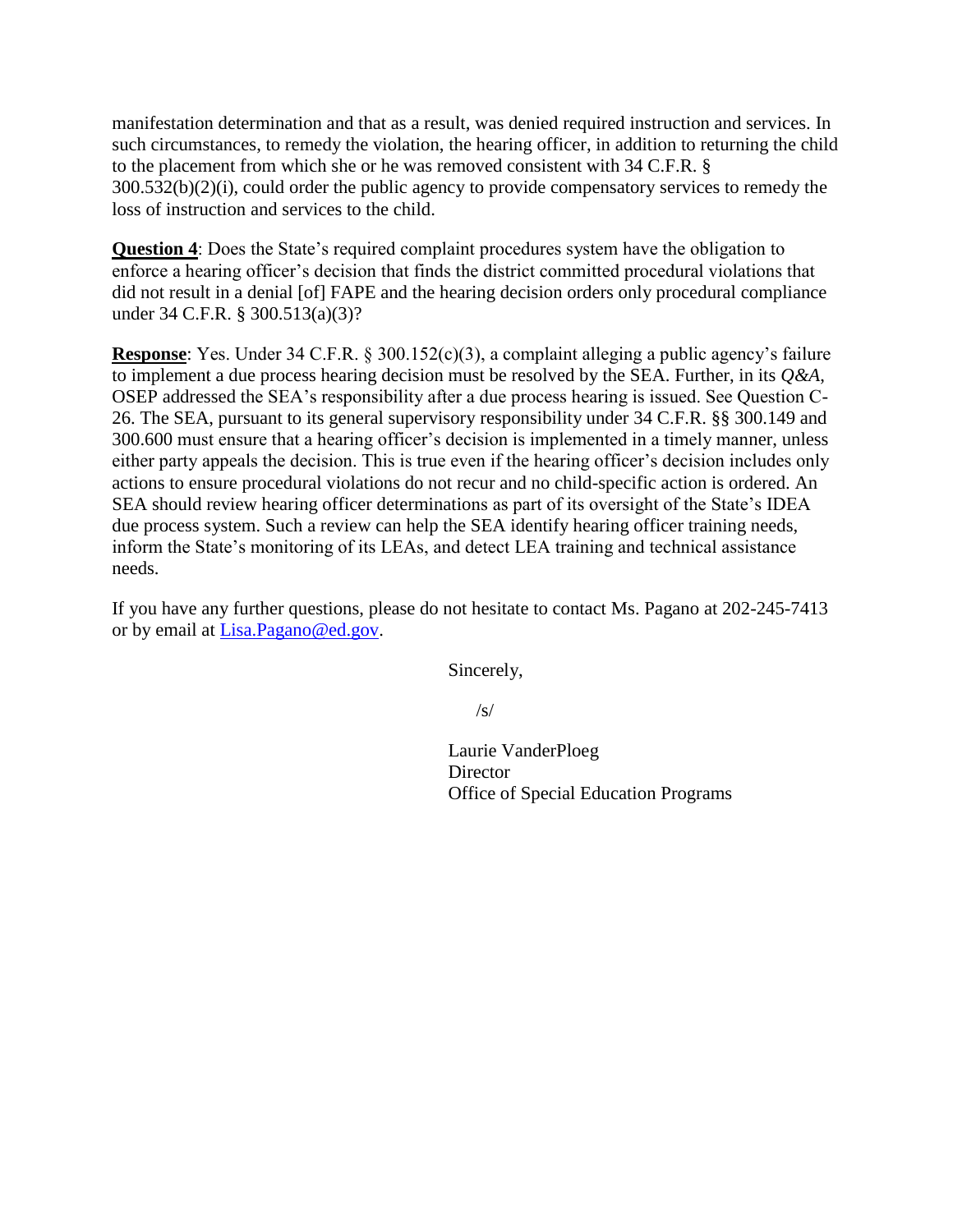manifestation determination and that as a result, was denied required instruction and services. In such circumstances, to remedy the violation, the hearing officer, in addition to returning the child to the placement from which she or he was removed consistent with 34 C.F.R. § 300.532(b)(2)(i), could order the public agency to provide compensatory services to remedy the loss of instruction and services to the child.

**Question 4**: Does the State's required complaint procedures system have the obligation to enforce a hearing officer's decision that finds the district committed procedural violations that did not result in a denial [of] FAPE and the hearing decision orders only procedural compliance under 34 C.F.R. § 300.513(a)(3)?

**Response**: Yes. Under 34 C.F.R. § 300.152(c)(3), a complaint alleging a public agency's failure to implement a due process hearing decision must be resolved by the SEA. Further, in its *Q&A*, OSEP addressed the SEA's responsibility after a due process hearing is issued. See Question C-26. The SEA, pursuant to its general supervisory responsibility under 34 C.F.R. §§ 300.149 and 300.600 must ensure that a hearing officer's decision is implemented in a timely manner, unless either party appeals the decision. This is true even if the hearing officer's decision includes only actions to ensure procedural violations do not recur and no child-specific action is ordered. An SEA should review hearing officer determinations as part of its oversight of the State's IDEA due process system. Such a review can help the SEA identify hearing officer training needs, inform the State's monitoring of its LEAs, and detect LEA training and technical assistance needs.

If you have any further questions, please do not hesitate to contact Ms. Pagano at 202-245-7413 or by email at Lisa.Pagano@ed.gov.

Sincerely,

/s/

Laurie VanderPloeg
Director
Office of Special Education Programs